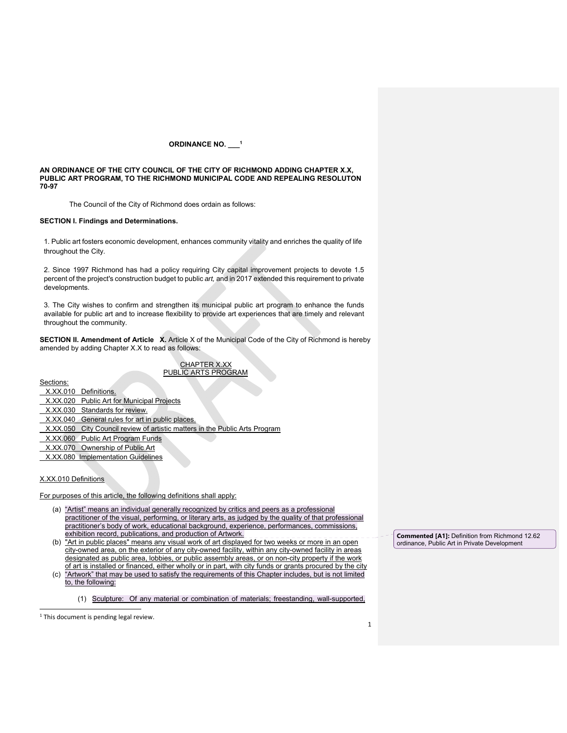**ORDINANCE NO. ___[1]**

**AN ORDINANCE OF THE CITY COUNCIL OF THE CITY OF RICHMOND ADDING CHAPTER X.X, PUBLIC ART PROGRAM, TO THE RICHMOND MUNICIPAL CODE AND REPEALING RESOLUTON 70-97**

The Council of the City of Richmond does ordain as follows:

**SECTION I. Findings and Determinations.**

1. Public art fosters economic development, enhances community vitality and enriches the quality of life throughout the City.

2. Since 1997 Richmond has had a policy requiring City capital improvement projects to devote 1.5 percent of the project's construction budget to public *art,* and in 2017 extended this requirement to private developments.

3. The City wishes to confirm and strengthen its municipal public art program to enhance the funds available for public art and to increase flexibility to provide art experiences that are timely and relevant throughout the community.

**SECTION II. Amendment of Article X.** Article X of the Municipal Code of the City of Richmond is hereby amended by adding Chapter X.X to read as follows:

CHAPTER X.XX
PUBLIC ARTS PROGRAM

Sections:

- X.XX.010 Definitions.
- X.XX.020 Public Art for Municipal Projects
- X.XX.030 Standards for review.
- X.XX.040 General rules for art in public places.
- X.XX.050 City Council review of artistic matters in the Public Arts Program
- X.XX.060 Public Art Program Funds
- X.XX.070 Ownership of Public Art
- X.XX.080 Implementation Guidelines

X.XX.010 Definitions

For purposes of this article, the following definitions shall apply:

(a) "Artist" means an individual generally recognized by critics and peers as a professional practitioner of the visual, performing, or literary arts, as judged by the quality of that professional practitioner's body of work, educational background, experience, performances, commissions, exhibition record, publications, and production of Artwork.

(b) "Art in public places" means any visual work of art displayed for two weeks or more in an open city-owned area, on the exterior of any city-owned facility, within any city-owned facility in areas designated as public area, lobbies, or public assembly areas, or on non-city property if the work of art is installed or financed, either wholly or in part, with city funds or grants procured by the city

(c) "Artwork" that may be used to satisfy the requirements of this Chapter includes, but is not limited to, the following:

(1) Sculpture: Of any material or combination of materials; freestanding, wall-supported,

**Commented [A1]:** Definition from Richmond 12.62 ordinance, Public Art in Private Development

[1] This document is pending legal review.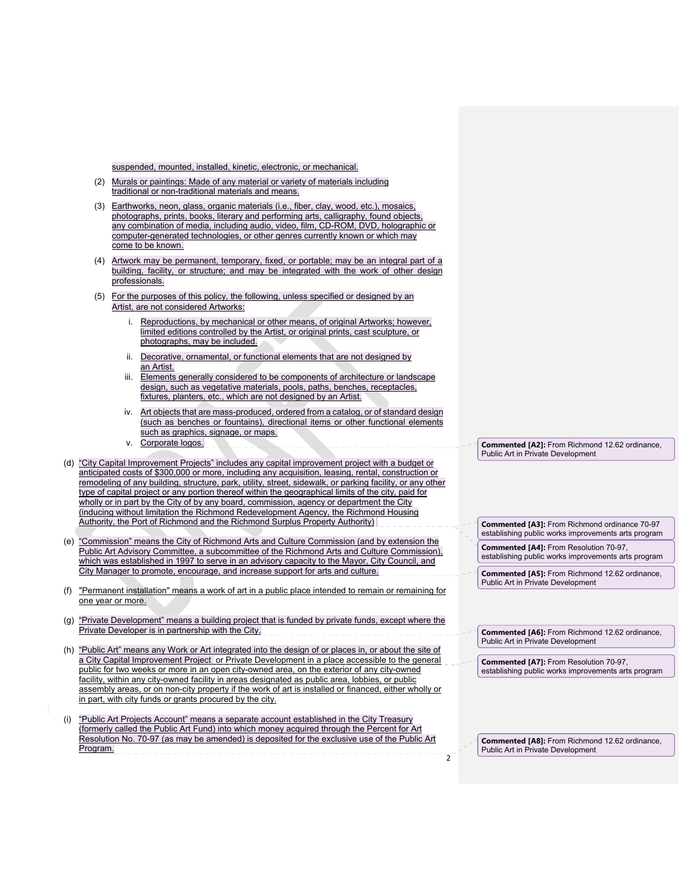suspended, mounted, installed, kinetic, electronic, or mechanical.

(2) Murals or paintings: Made of any material or variety of materials including traditional or non-traditional materials and means.

(3) Earthworks, neon, glass, organic materials (i.e., fiber, clay, wood, etc.), mosaics, photographs, prints, books, literary and performing arts, calligraphy, found objects, any combination of media, including audio, video, film, CD-ROM, DVD, holographic or computer-generated technologies, or other genres currently known or which may come to be known.

(4) Artwork may be permanent, temporary, fixed, or portable; may be an integral part of a building, facility, or structure; and may be integrated with the work of other design professionals.

(5) For the purposes of this policy, the following, unless specified or designed by an Artist, are not considered Artworks:

i. Reproductions, by mechanical or other means, of original Artworks; however, limited editions controlled by the Artist, or original prints, cast sculpture, or photographs, may be included.

ii. Decorative, ornamental, or functional elements that are not designed by an Artist.

iii. Elements generally considered to be components of architecture or landscape design, such as vegetative materials, pools, paths, benches, receptacles, fixtures, planters, etc., which are not designed by an Artist.

iv. Art objects that are mass-produced, ordered from a catalog, or of standard design (such as benches or fountains), directional items or other functional elements such as graphics, signage, or maps.

v. Corporate logos.

(d) "City Capital Improvement Projects" includes any capital improvement project with a budget or anticipated costs of $300,000 or more, including any acquisition, leasing, rental, construction or remodeling of any building, structure, park, utility, street, sidewalk, or parking facility, or any other type of capital project or any portion thereof within the geographical limits of the city, paid for wholly or in part by the City of by any board, commission, agency or department the City (inducing without limitation the Richmond Redevelopment Agency, the Richmond Housing Authority, the Port of Richmond and the Richmond Surplus Property Authority)

(e) "Commission" means the City of Richmond Arts and Culture Commission (and by extension the Public Art Advisory Committee, a subcommittee of the Richmond Arts and Culture Commission), which was established in 1997 to serve in an advisory capacity to the Mayor, City Council, and City Manager to promote, encourage, and increase support for arts and culture.

(f) "Permanent installation" means a work of art in a public place intended to remain or remaining for one year or more.

(g) "Private Development" means a building project that is funded by private funds, except where the Private Developer is in partnership with the City.

(h) "Public Art" means any Work or Art integrated into the design of or places in, or about the site of a City Capital Improvement Project or Private Development in a place accessible to the general public for two weeks or more in an open city-owned area, on the exterior of any city-owned facility, within any city-owned facility in areas designated as public area, lobbies, or public assembly areas, or on non-city property if the work of art is installed or financed, either wholly or in part, with city funds or grants procured by the city.

(i) "Public Art Projects Account" means a separate account established in the City Treasury (formerly called the Public Art Fund) into which money acquired through the Percent for Art Resolution No. 70-97 (as may be amended) is deposited for the exclusive use of the Public Art Program.

**Commented [A2]:** From Richmond 12.62 ordinance, Public Art in Private Development

**Commented [A3]:** From Richmond ordinance 70-97 establishing public works improvements arts program

**Commented [A4]:** From Resolution 70-97, establishing public works improvements arts program

**Commented [A5]:** From Richmond 12.62 ordinance, Public Art in Private Development

**Commented [A6]:** From Richmond 12.62 ordinance, Public Art in Private Development

**Commented [A7]:** From Resolution 70-97, establishing public works improvements arts program

**Commented [A8]:** From Richmond 12.62 ordinance, Public Art in Private Development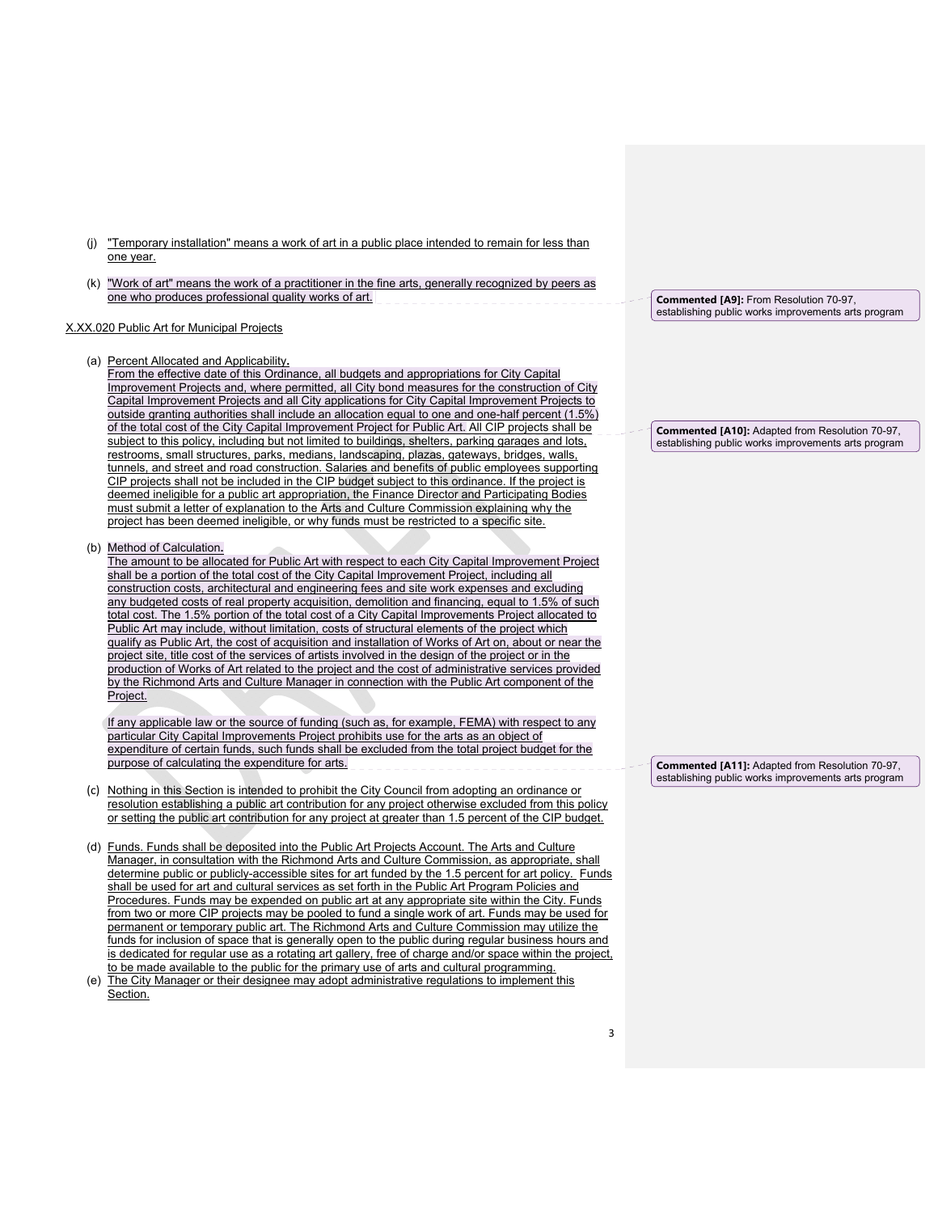(j) "Temporary installation" means a work of art in a public place intended to remain for less than one year.

(k) "Work of art" means the work of a practitioner in the fine arts, generally recognized by peers as one who produces professional quality works of art.

**Commented [A9]:** From Resolution 70-97, establishing public works improvements arts program

X.XX.020 Public Art for Municipal Projects

(a) Percent Allocated and Applicability**.**
From the effective date of this Ordinance, all budgets and appropriations for City Capital Improvement Projects and, where permitted, all City bond measures for the construction of City Capital Improvement Projects and all City applications for City Capital Improvement Projects to outside granting authorities shall include an allocation equal to one and one-half percent (1.5%) of the total cost of the City Capital Improvement Project for Public Art. All CIP projects shall be subject to this policy, including but not limited to buildings, shelters, parking garages and lots, restrooms, small structures, parks, medians, landscaping, plazas, gateways, bridges, walls, tunnels, and street and road construction. Salaries and benefits of public employees supporting CIP projects shall not be included in the CIP budget subject to this ordinance. If the project is deemed ineligible for a public art appropriation, the Finance Director and Participating Bodies must submit a letter of explanation to the Arts and Culture Commission explaining why the project has been deemed ineligible, or why funds must be restricted to a specific site.

**Commented [A10]:** Adapted from Resolution 70-97, establishing public works improvements arts program

(b) Method of Calculation**.**
The amount to be allocated for Public Art with respect to each City Capital Improvement Project shall be a portion of the total cost of the City Capital Improvement Project, including all construction costs, architectural and engineering fees and site work expenses and excluding any budgeted costs of real property acquisition, demolition and financing, equal to 1.5% of such total cost. The 1.5% portion of the total cost of a City Capital Improvements Project allocated to Public Art may include, without limitation, costs of structural elements of the project which qualify as Public Art, the cost of acquisition and installation of Works of Art on, about or near the project site, title cost of the services of artists involved in the design of the project or in the production of Works of Art related to the project and the cost of administrative services provided by the Richmond Arts and Culture Manager in connection with the Public Art component of the Project.

If any applicable law or the source of funding (such as, for example, FEMA) with respect to any particular City Capital Improvements Project prohibits use for the arts as an object of expenditure of certain funds, such funds shall be excluded from the total project budget for the purpose of calculating the expenditure for arts.

**Commented [A11]:** Adapted from Resolution 70-97, establishing public works improvements arts program

(c) Nothing in this Section is intended to prohibit the City Council from adopting an ordinance or resolution establishing a public art contribution for any project otherwise excluded from this policy or setting the public art contribution for any project at greater than 1.5 percent of the CIP budget.

(d) Funds. Funds shall be deposited into the Public Art Projects Account. The Arts and Culture Manager, in consultation with the Richmond Arts and Culture Commission, as appropriate, shall determine public or publicly-accessible sites for art funded by the 1.5 percent for art policy. Funds shall be used for art and cultural services as set forth in the Public Art Program Policies and Procedures. Funds may be expended on public art at any appropriate site within the City. Funds from two or more CIP projects may be pooled to fund a single work of art. Funds may be used for permanent or temporary public art. The Richmond Arts and Culture Commission may utilize the funds for inclusion of space that is generally open to the public during regular business hours and is dedicated for regular use as a rotating art gallery, free of charge and/or space within the project, to be made available to the public for the primary use of arts and cultural programming.

(e) The City Manager or their designee may adopt administrative regulations to implement this Section.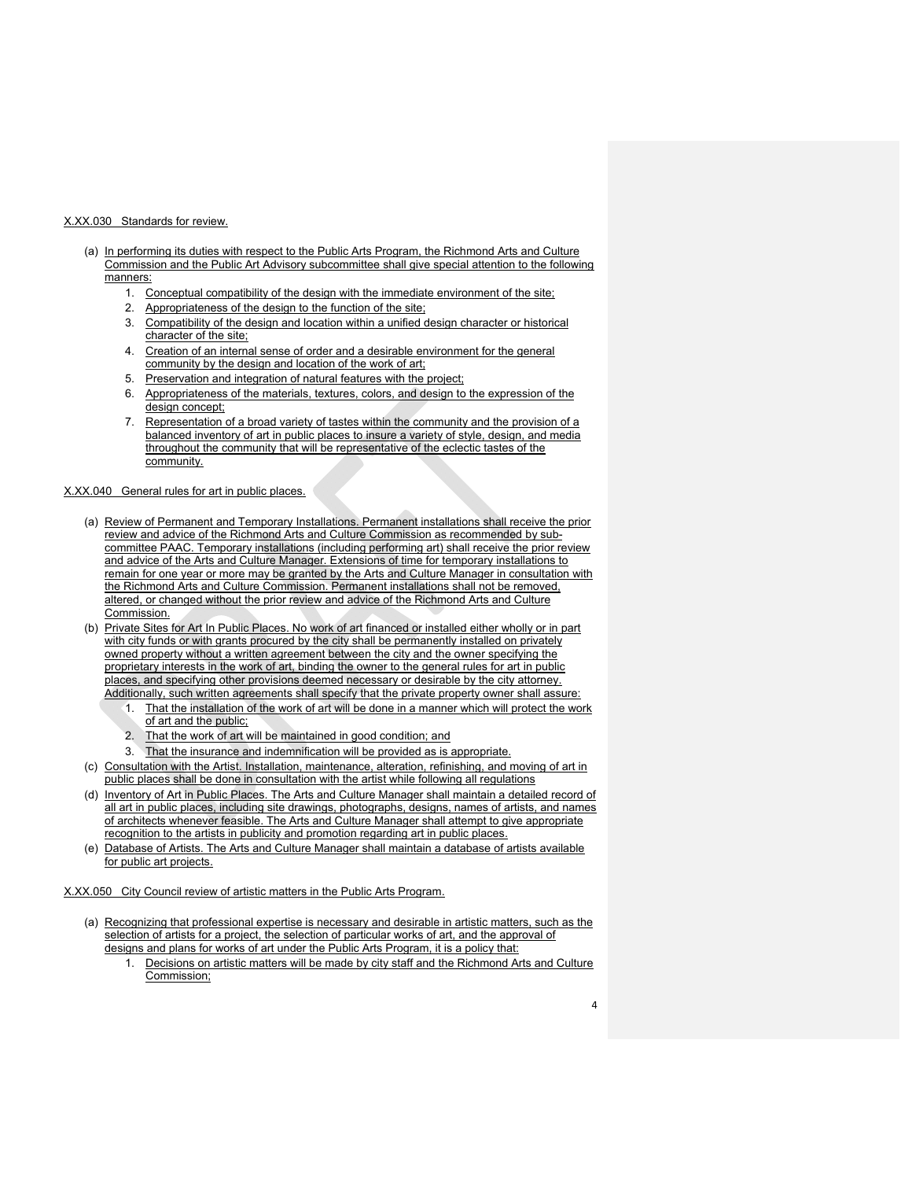X.XX.030 Standards for review.

(a) In performing its duties with respect to the Public Arts Program, the Richmond Arts and Culture Commission and the Public Art Advisory subcommittee shall give special attention to the following manners:
  1. Conceptual compatibility of the design with the immediate environment of the site;
  2. Appropriateness of the design to the function of the site;
  3. Compatibility of the design and location within a unified design character or historical character of the site;
  4. Creation of an internal sense of order and a desirable environment for the general community by the design and location of the work of art;
  5. Preservation and integration of natural features with the project;
  6. Appropriateness of the materials, textures, colors, and design to the expression of the design concept;
  7. Representation of a broad variety of tastes within the community and the provision of a balanced inventory of art in public places to insure a variety of style, design, and media throughout the community that will be representative of the eclectic tastes of the community.

X.XX.040 General rules for art in public places.

(a) Review of Permanent and Temporary Installations. Permanent installations shall receive the prior review and advice of the Richmond Arts and Culture Commission as recommended by sub-committee PAAC. Temporary installations (including performing art) shall receive the prior review and advice of the Arts and Culture Manager. Extensions of time for temporary installations to remain for one year or more may be granted by the Arts and Culture Manager in consultation with the Richmond Arts and Culture Commission. Permanent installations shall not be removed, altered, or changed without the prior review and advice of the Richmond Arts and Culture Commission.

(b) Private Sites for Art In Public Places. No work of art financed or installed either wholly or in part with city funds or with grants procured by the city shall be permanently installed on privately owned property without a written agreement between the city and the owner specifying the proprietary interests in the work of art, binding the owner to the general rules for art in public places, and specifying other provisions deemed necessary or desirable by the city attorney. Additionally, such written agreements shall specify that the private property owner shall assure:
  1. That the installation of the work of art will be done in a manner which will protect the work of art and the public;
  2. That the work of art will be maintained in good condition; and
  3. That the insurance and indemnification will be provided as is appropriate.

(c) Consultation with the Artist. Installation, maintenance, alteration, refinishing, and moving of art in public places shall be done in consultation with the artist while following all regulations

(d) Inventory of Art in Public Places. The Arts and Culture Manager shall maintain a detailed record of all art in public places, including site drawings, photographs, designs, names of artists, and names of architects whenever feasible. The Arts and Culture Manager shall attempt to give appropriate recognition to the artists in publicity and promotion regarding art in public places.

(e) Database of Artists. The Arts and Culture Manager shall maintain a database of artists available for public art projects.

X.XX.050 City Council review of artistic matters in the Public Arts Program.

(a) Recognizing that professional expertise is necessary and desirable in artistic matters, such as the selection of artists for a project, the selection of particular works of art, and the approval of designs and plans for works of art under the Public Arts Program, it is a policy that:
  1. Decisions on artistic matters will be made by city staff and the Richmond Arts and Culture Commission;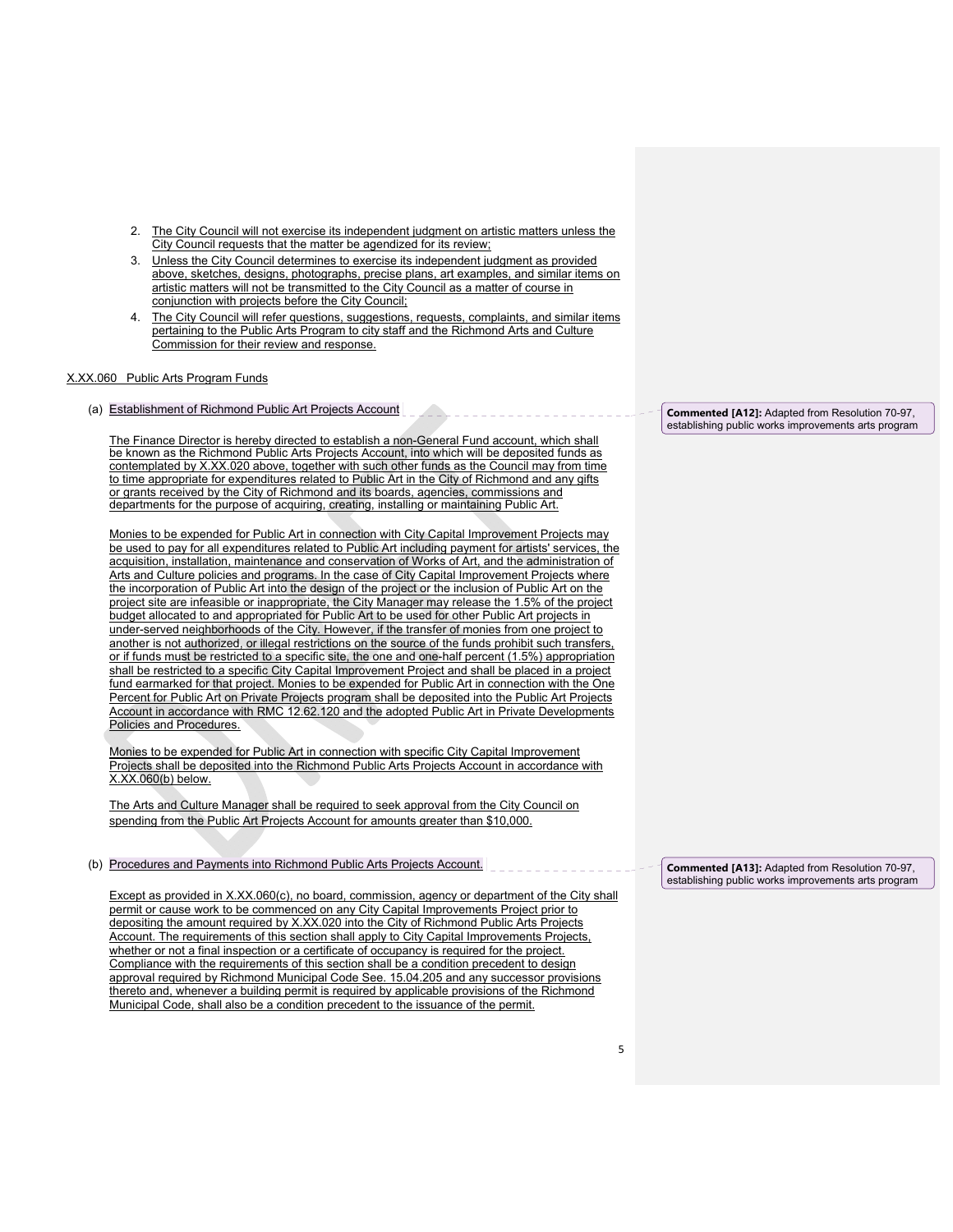2. The City Council will not exercise its independent judgment on artistic matters unless the City Council requests that the matter be agendized for its review;
3. Unless the City Council determines to exercise its independent judgment as provided above, sketches, designs, photographs, precise plans, art examples, and similar items on artistic matters will not be transmitted to the City Council as a matter of course in conjunction with projects before the City Council;
4. The City Council will refer questions, suggestions, requests, complaints, and similar items pertaining to the Public Arts Program to city staff and the Richmond Arts and Culture Commission for their review and response.

X.XX.060 Public Arts Program Funds

(a) Establishment of Richmond Public Art Projects Account

**Commented [A12]:** Adapted from Resolution 70-97, establishing public works improvements arts program

The Finance Director is hereby directed to establish a non-General Fund account, which shall be known as the Richmond Public Arts Projects Account, into which will be deposited funds as contemplated by X.XX.020 above, together with such other funds as the Council may from time to time appropriate for expenditures related to Public Art in the City of Richmond and any gifts or grants received by the City of Richmond and its boards, agencies, commissions and departments for the purpose of acquiring, creating, installing or maintaining Public Art.

Monies to be expended for Public Art in connection with City Capital Improvement Projects may be used to pay for all expenditures related to Public Art including payment for artists' services, the acquisition, installation, maintenance and conservation of Works of Art, and the administration of Arts and Culture policies and programs. In the case of City Capital Improvement Projects where the incorporation of Public Art into the design of the project or the inclusion of Public Art on the project site are infeasible or inappropriate, the City Manager may release the 1.5% of the project budget allocated to and appropriated for Public Art to be used for other Public Art projects in under-served neighborhoods of the City. However, if the transfer of monies from one project to another is not authorized, or illegal restrictions on the source of the funds prohibit such transfers, or if funds must be restricted to a specific site, the one and one-half percent (1.5%) appropriation shall be restricted to a specific City Capital Improvement Project and shall be placed in a project fund earmarked for that project. Monies to be expended for Public Art in connection with the One Percent for Public Art on Private Projects program shall be deposited into the Public Art Projects Account in accordance with RMC 12.62.120 and the adopted Public Art in Private Developments Policies and Procedures.

Monies to be expended for Public Art in connection with specific City Capital Improvement Projects shall be deposited into the Richmond Public Arts Projects Account in accordance with X.XX.060(b) below.

The Arts and Culture Manager shall be required to seek approval from the City Council on spending from the Public Art Projects Account for amounts greater than $10,000.

(b) Procedures and Payments into Richmond Public Arts Projects Account.

**Commented [A13]:** Adapted from Resolution 70-97, establishing public works improvements arts program

Except as provided in X.XX.060(c), no board, commission, agency or department of the City shall permit or cause work to be commenced on any City Capital Improvements Project prior to depositing the amount required by X.XX.020 into the City of Richmond Public Arts Projects Account. The requirements of this section shall apply to City Capital Improvements Projects, whether or not a final inspection or a certificate of occupancy is required for the project. Compliance with the requirements of this section shall be a condition precedent to design approval required by Richmond Municipal Code See. 15.04.205 and any successor provisions thereto and, whenever a building permit is required by applicable provisions of the Richmond Municipal Code, shall also be a condition precedent to the issuance of the permit.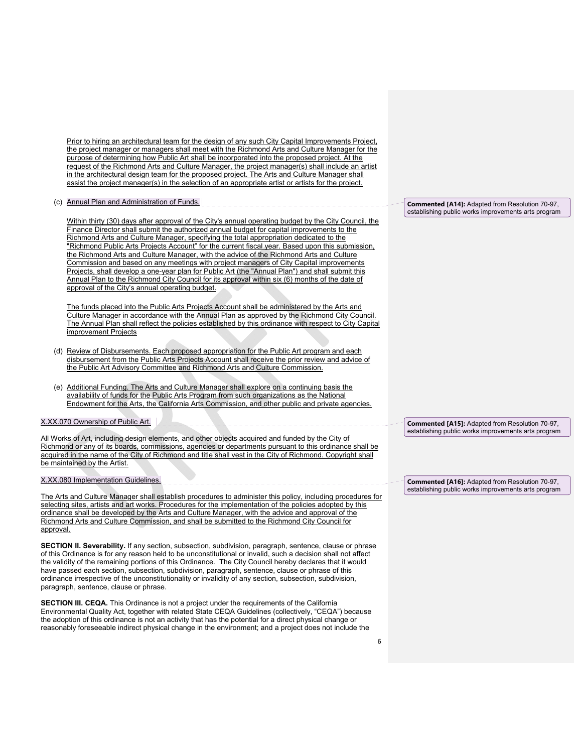Prior to hiring an architectural team for the design of any such City Capital Improvements Project, the project manager or managers shall meet with the Richmond Arts and Culture Manager for the purpose of determining how Public Art shall be incorporated into the proposed project. At the request of the Richmond Arts and Culture Manager, the project manager(s) shall include an artist in the architectural design team for the proposed project. The Arts and Culture Manager shall assist the project manager(s) in the selection of an appropriate artist or artists for the project.

(c) Annual Plan and Administration of Funds.

> **Commented [A14]:** Adapted from Resolution 70-97, establishing public works improvements arts program

Within thirty (30) days after approval of the City's annual operating budget by the City Council, the Finance Director shall submit the authorized annual budget for capital improvements to the Richmond Arts and Culture Manager, specifying the total appropriation dedicated to the "Richmond Public Arts Projects Account" for the current fiscal year. Based upon this submission, the Richmond Arts and Culture Manager, with the advice of the Richmond Arts and Culture Commission and based on any meetings with project managers of City Capital improvements Projects, shall develop a one-year plan for Public Art (the "Annual Plan") and shall submit this Annual Plan to the Richmond City Council for its approval within six (6) months of the date of approval of the City's annual operating budget.

The funds placed into the Public Arts Projects Account shall be administered by the Arts and Culture Manager in accordance with the Annual Plan as approved by the Richmond City Council. The Annual Plan shall reflect the policies established by this ordinance with respect to City Capital improvement Projects

(d) Review of Disbursements. Each proposed appropriation for the Public Art program and each disbursement from the Public Arts Projects Account shall receive the prior review and advice of the Public Art Advisory Committee and Richmond Arts and Culture Commission.

(e) Additional Funding. The Arts and Culture Manager shall explore on a continuing basis the availability of funds for the Public Arts Program from such organizations as the National Endowment for the Arts, the California Arts Commission, and other public and private agencies.

X.XX.070 Ownership of Public Art.

> **Commented [A15]:** Adapted from Resolution 70-97, establishing public works improvements arts program

All Works of Art, including design elements, and other objects acquired and funded by the City of Richmond or any of its boards, commissions, agencies or departments pursuant to this ordinance shall be acquired in the name of the City of Richmond and title shall vest in the City of Richmond. Copyright shall be maintained by the Artist.

X.XX.080 Implementation Guidelines.

> **Commented [A16]:** Adapted from Resolution 70-97, establishing public works improvements arts program

The Arts and Culture Manager shall establish procedures to administer this policy, including procedures for selecting sites, artists and art works. Procedures for the implementation of the policies adopted by this ordinance shall be developed by the Arts and Culture Manager, with the advice and approval of the Richmond Arts and Culture Commission, and shall be submitted to the Richmond City Council for approval.

**SECTION II. Severability.** If any section, subsection, subdivision, paragraph, sentence, clause or phrase of this Ordinance is for any reason held to be unconstitutional or invalid, such a decision shall not affect the validity of the remaining portions of this Ordinance. The City Council hereby declares that it would have passed each section, subsection, subdivision, paragraph, sentence, clause or phrase of this ordinance irrespective of the unconstitutionality or invalidity of any section, subsection, subdivision, paragraph, sentence, clause or phrase.

**SECTION III. CEQA.** This Ordinance is not a project under the requirements of the California Environmental Quality Act, together with related State CEQA Guidelines (collectively, "CEQA") because the adoption of this ordinance is not an activity that has the potential for a direct physical change or reasonably foreseeable indirect physical change in the environment; and a project does not include the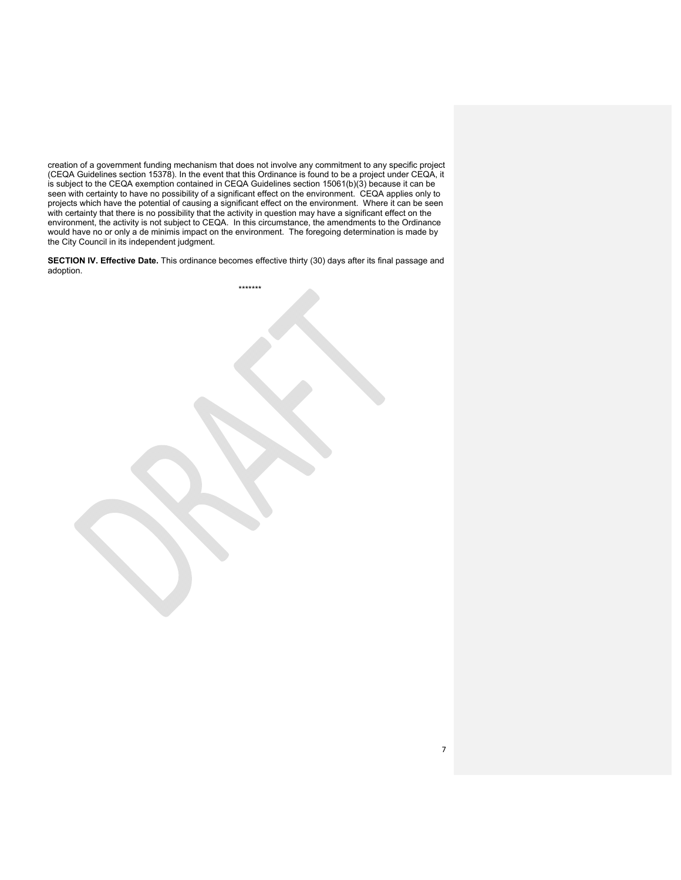creation of a government funding mechanism that does not involve any commitment to any specific project (CEQA Guidelines section 15378). In the event that this Ordinance is found to be a project under CEQA, it is subject to the CEQA exemption contained in CEQA Guidelines section 15061(b)(3) because it can be seen with certainty to have no possibility of a significant effect on the environment. CEQA applies only to projects which have the potential of causing a significant effect on the environment. Where it can be seen with certainty that there is no possibility that the activity in question may have a significant effect on the environment, the activity is not subject to CEQA. In this circumstance, the amendments to the Ordinance would have no or only a de minimis impact on the environment. The foregoing determination is made by the City Council in its independent judgment.

**SECTION IV. Effective Date.** This ordinance becomes effective thirty (30) days after its final passage and adoption.

*******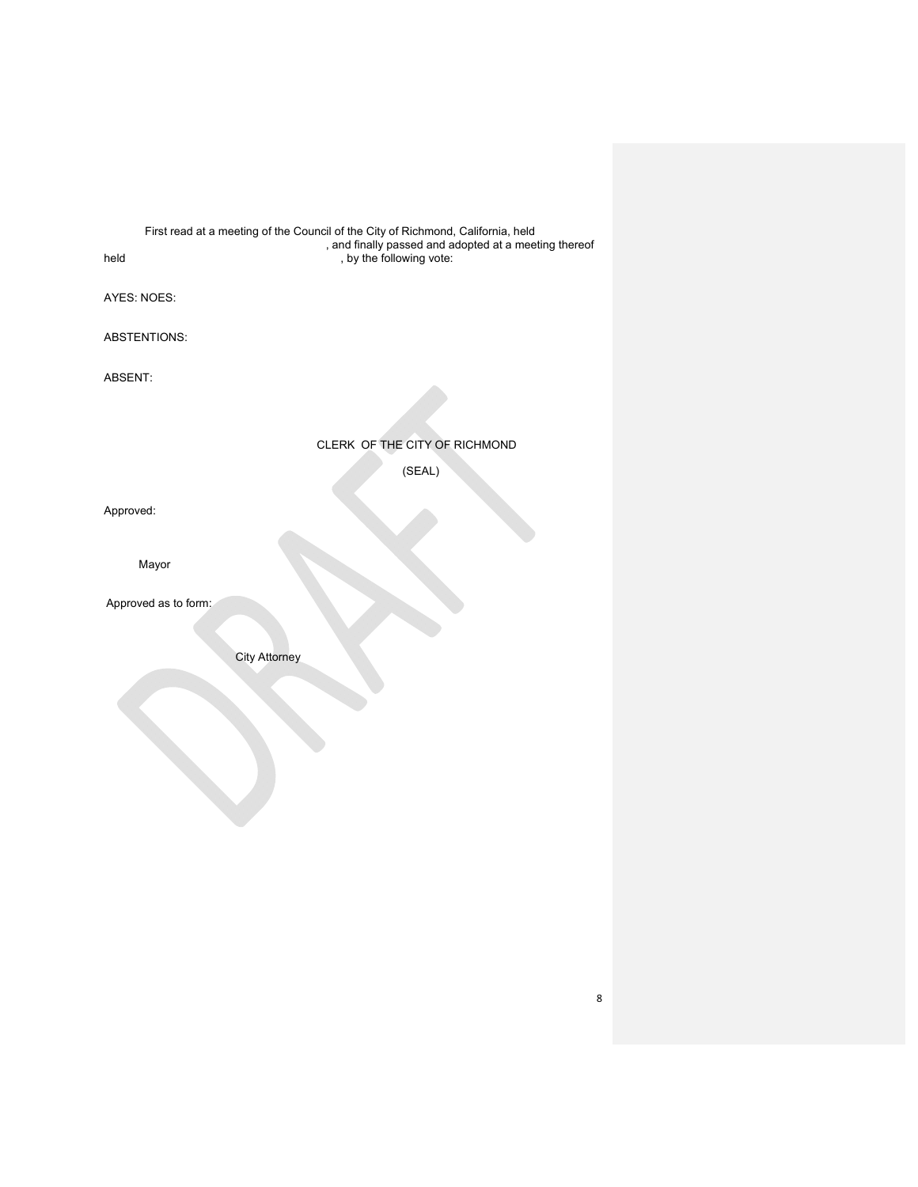First read at a meeting of the Council of the City of Richmond, California, held , and finally passed and adopted at a meeting thereof held , by the following vote:

AYES: NOES:

ABSTENTIONS:

ABSENT:

CLERK OF THE CITY OF RICHMOND

(SEAL)

Approved:

Mayor

Approved as to form:

City Attorney